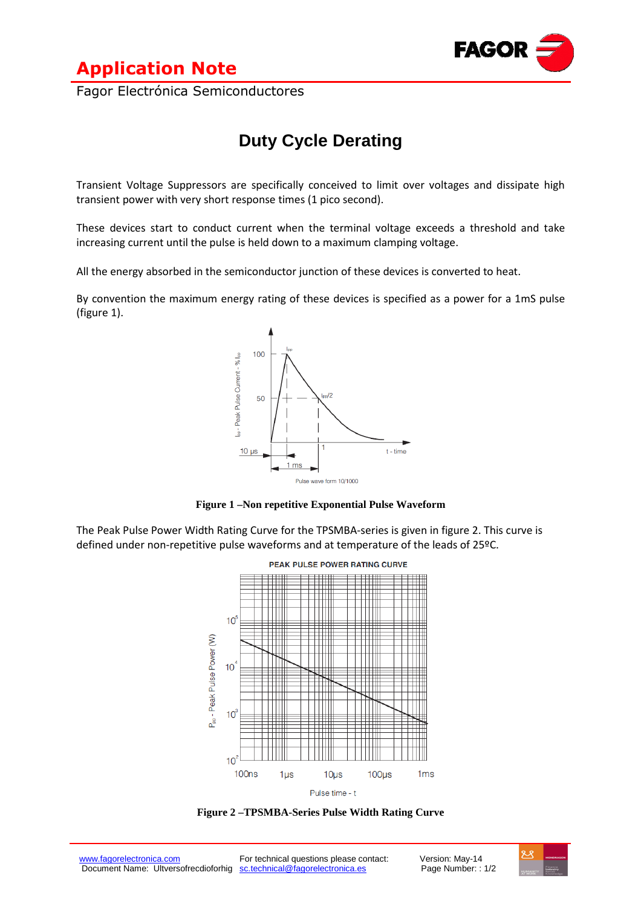# Application Note

Fagor Electrónica Semiconductores

## Duty Cycle Derating

Transient Voltage Suppressors are specifically conceived to limit over voltages and dissipate high transient power with very short response times (1 pico second).

These devices start to conduct current when the terminal voltage exceeds a threshold and take increasing current until the pulse is held down to a maximum clamping voltage.

All the energy absorbed in the semiconductor junction of these devices is converted to heat.

By convention the maximum energy rating of these devices is specified as a power for a 1mS pulse (figure 1).

**Figure 1 –Non repetitive Exponential Pulse Waveform**

The Peak Pulse Power Width Rating Curve for the TPSMBA-series is given in figure 2. This curve is defined under non-repetitive pulse waveforms and at temperature of the leads of 25ºC.

**Figure 2 –TPSMBA-Series Pulse Width Rating Curve**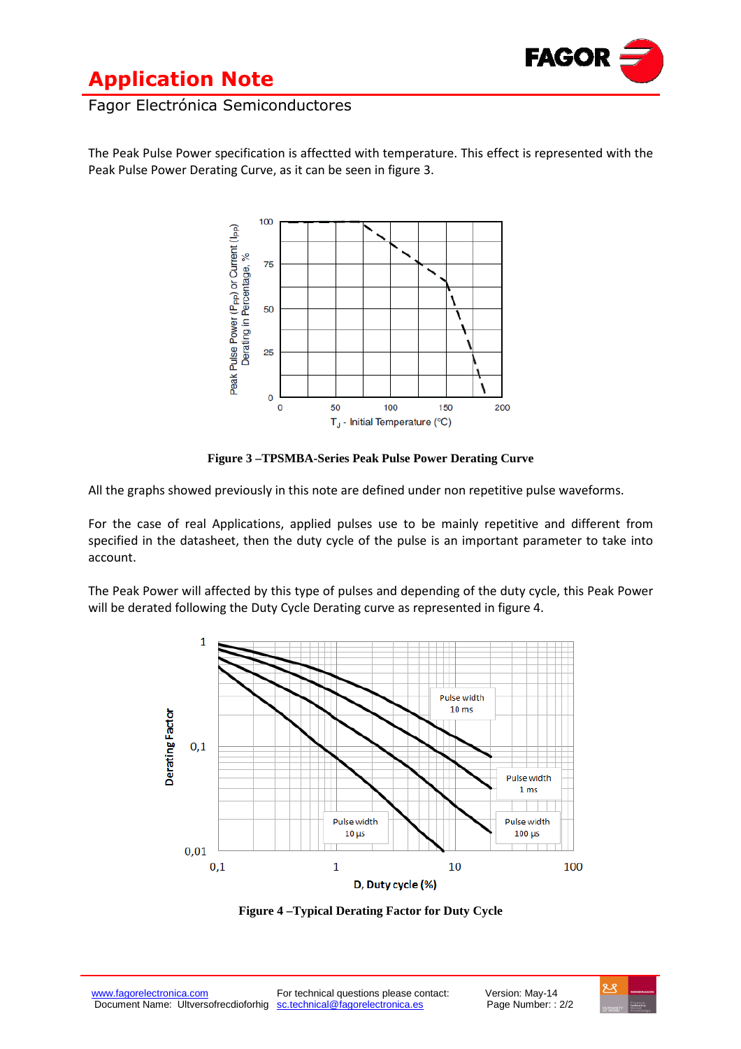The Peak Pulse Power specification is affectted with temperature. This effect is represented with the Peak Pulse Power Derating Curve, as it can be seen in figure 3.

Peak Pulse Power ($P_{PP}$) or Current ($I_{PP}$)
Derating in Percentage, %

100
75
50
25
0

0
50
100
150
200

$T_J$ - Initial Temperature (°C)

**Figure 3 –TPSMBA-Series Peak Pulse Power Derating Curve**

All the graphs showed previously in this note are defined under non repetitive pulse waveforms.

For the case of real Applications, applied pulses use to be mainly repetitive and different from specified in the datasheet, then the duty cycle of the pulse is an important parameter to take into account.

The Peak Power will affected by this type of pulses and depending of the duty cycle, this Peak Power will be derated following the Duty Cycle Derating curve as represented in figure 4.

Derating Factor

1
0,1
0,01

Pulse width
10 ms

Pulse width
1 ms

Pulse width
100 µs

Pulse width
10 µs

0,1
1
10
100

D, Duty cycle (%)

**Figure 4 –Typical Derating Factor for Duty Cycle**